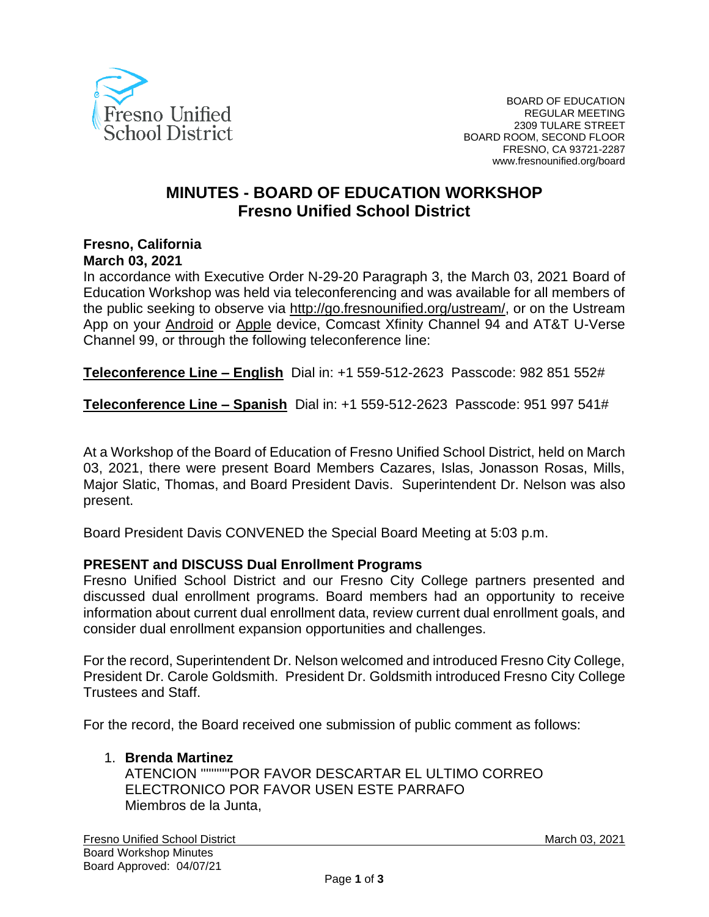BOARD OF EDUCATION
REGULAR MEETING
2309 TULARE STREET
BOARD ROOM, SECOND FLOOR
FRESNO, CA 93721-2287
www.fresnounified.org/board

# MINUTES - BOARD OF EDUCATION WORKSHOP
## Fresno Unified School District

**Fresno, California**
**March 03, 2021**

In accordance with Executive Order N-29-20 Paragraph 3, the March 03, 2021 Board of Education Workshop was held via teleconferencing and was available for all members of the public seeking to observe via http://go.fresnounified.org/ustream/, or on the Ustream App on your Android or Apple device, Comcast Xfinity Channel 94 and AT&T U-Verse Channel 99, or through the following teleconference line:

**Teleconference Line – English** Dial in: +1 559-512-2623 Passcode: 982 851 552#

**Teleconference Line – Spanish** Dial in: +1 559-512-2623 Passcode: 951 997 541#

At a Workshop of the Board of Education of Fresno Unified School District, held on March 03, 2021, there were present Board Members Cazares, Islas, Jonasson Rosas, Mills, Major Slatic, Thomas, and Board President Davis. Superintendent Dr. Nelson was also present.

Board President Davis CONVENED the Special Board Meeting at 5:03 p.m.

**PRESENT and DISCUSS Dual Enrollment Programs**

Fresno Unified School District and our Fresno City College partners presented and discussed dual enrollment programs. Board members had an opportunity to receive information about current dual enrollment data, review current dual enrollment goals, and consider dual enrollment expansion opportunities and challenges.

For the record, Superintendent Dr. Nelson welcomed and introduced Fresno City College, President Dr. Carole Goldsmith. President Dr. Goldsmith introduced Fresno City College Trustees and Staff.

For the record, the Board received one submission of public comment as follows:

1. **Brenda Martinez**
   ATENCION """"""POR FAVOR DESCARTAR EL ULTIMO CORREO ELECTRONICO POR FAVOR USEN ESTE PARRAFO
   Miembros de la Junta,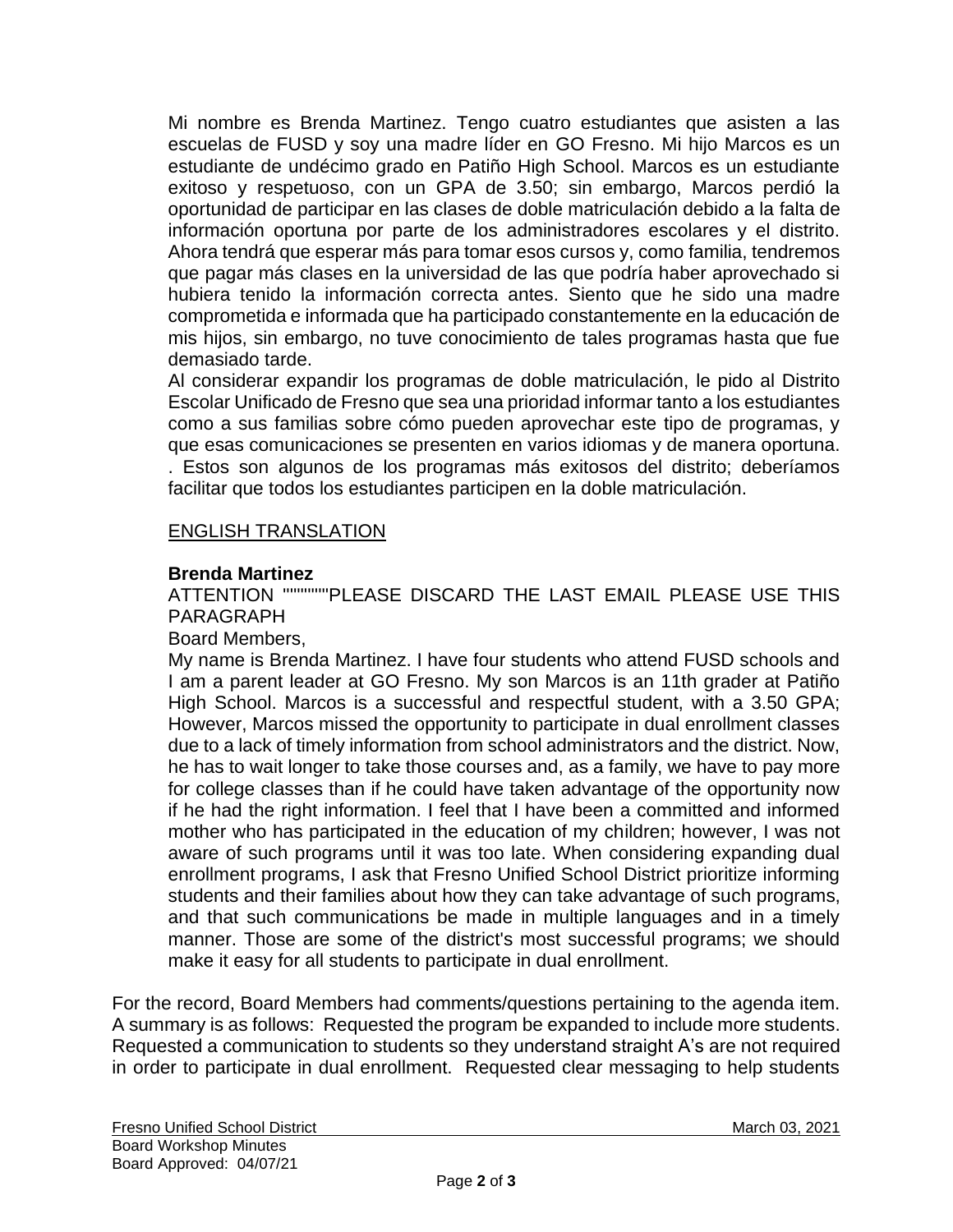Mi nombre es Brenda Martinez. Tengo cuatro estudiantes que asisten a las escuelas de FUSD y soy una madre líder en GO Fresno. Mi hijo Marcos es un estudiante de undécimo grado en Patiño High School. Marcos es un estudiante exitoso y respetuoso, con un GPA de 3.50; sin embargo, Marcos perdió la oportunidad de participar en las clases de doble matriculación debido a la falta de información oportuna por parte de los administradores escolares y el distrito. Ahora tendrá que esperar más para tomar esos cursos y, como familia, tendremos que pagar más clases en la universidad de las que podría haber aprovechado si hubiera tenido la información correcta antes. Siento que he sido una madre comprometida e informada que ha participado constantemente en la educación de mis hijos, sin embargo, no tuve conocimiento de tales programas hasta que fue demasiado tarde.

Al considerar expandir los programas de doble matriculación, le pido al Distrito Escolar Unificado de Fresno que sea una prioridad informar tanto a los estudiantes como a sus familias sobre cómo pueden aprovechar este tipo de programas, y que esas comunicaciones se presenten en varios idiomas y de manera oportuna. . Estos son algunos de los programas más exitosos del distrito; deberíamos facilitar que todos los estudiantes participen en la doble matriculación.

<u>ENGLISH TRANSLATION</u>

**Brenda Martinez**

ATTENTION """"""PLEASE DISCARD THE LAST EMAIL PLEASE USE THIS PARAGRAPH

Board Members,

My name is Brenda Martinez. I have four students who attend FUSD schools and I am a parent leader at GO Fresno. My son Marcos is an 11th grader at Patiño High School. Marcos is a successful and respectful student, with a 3.50 GPA; However, Marcos missed the opportunity to participate in dual enrollment classes due to a lack of timely information from school administrators and the district. Now, he has to wait longer to take those courses and, as a family, we have to pay more for college classes than if he could have taken advantage of the opportunity now if he had the right information. I feel that I have been a committed and informed mother who has participated in the education of my children; however, I was not aware of such programs until it was too late. When considering expanding dual enrollment programs, I ask that Fresno Unified School District prioritize informing students and their families about how they can take advantage of such programs, and that such communications be made in multiple languages and in a timely manner. Those are some of the district's most successful programs; we should make it easy for all students to participate in dual enrollment.

For the record, Board Members had comments/questions pertaining to the agenda item. A summary is as follows: Requested the program be expanded to include more students. Requested a communication to students so they understand straight A's are not required in order to participate in dual enrollment. Requested clear messaging to help students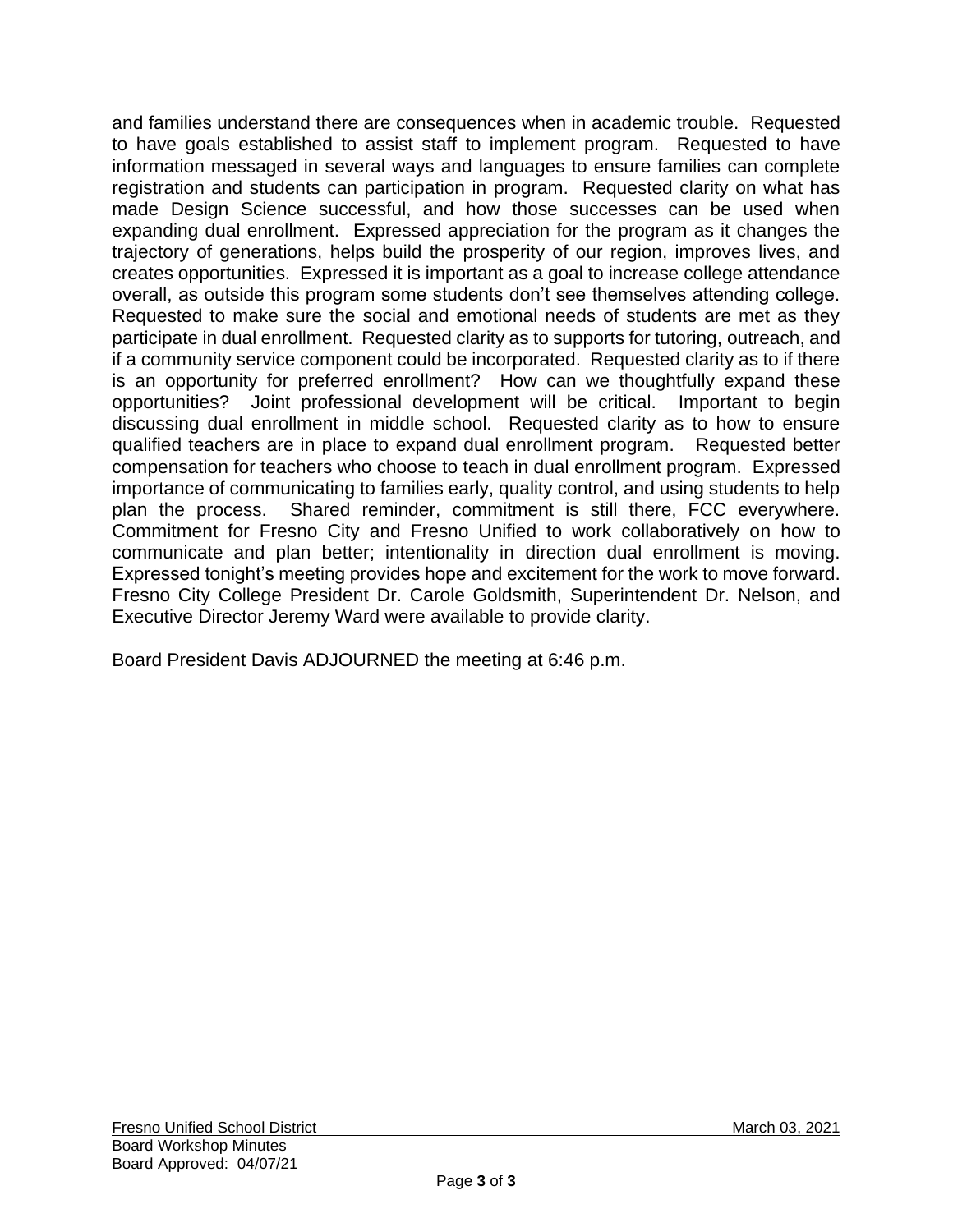and families understand there are consequences when in academic trouble. Requested to have goals established to assist staff to implement program. Requested to have information messaged in several ways and languages to ensure families can complete registration and students can participation in program. Requested clarity on what has made Design Science successful, and how those successes can be used when expanding dual enrollment. Expressed appreciation for the program as it changes the trajectory of generations, helps build the prosperity of our region, improves lives, and creates opportunities. Expressed it is important as a goal to increase college attendance overall, as outside this program some students don't see themselves attending college. Requested to make sure the social and emotional needs of students are met as they participate in dual enrollment. Requested clarity as to supports for tutoring, outreach, and if a community service component could be incorporated. Requested clarity as to if there is an opportunity for preferred enrollment? How can we thoughtfully expand these opportunities? Joint professional development will be critical. Important to begin discussing dual enrollment in middle school. Requested clarity as to how to ensure qualified teachers are in place to expand dual enrollment program. Requested better compensation for teachers who choose to teach in dual enrollment program. Expressed importance of communicating to families early, quality control, and using students to help plan the process. Shared reminder, commitment is still there, FCC everywhere. Commitment for Fresno City and Fresno Unified to work collaboratively on how to communicate and plan better; intentionality in direction dual enrollment is moving. Expressed tonight's meeting provides hope and excitement for the work to move forward. Fresno City College President Dr. Carole Goldsmith, Superintendent Dr. Nelson, and Executive Director Jeremy Ward were available to provide clarity.

Board President Davis ADJOURNED the meeting at 6:46 p.m.